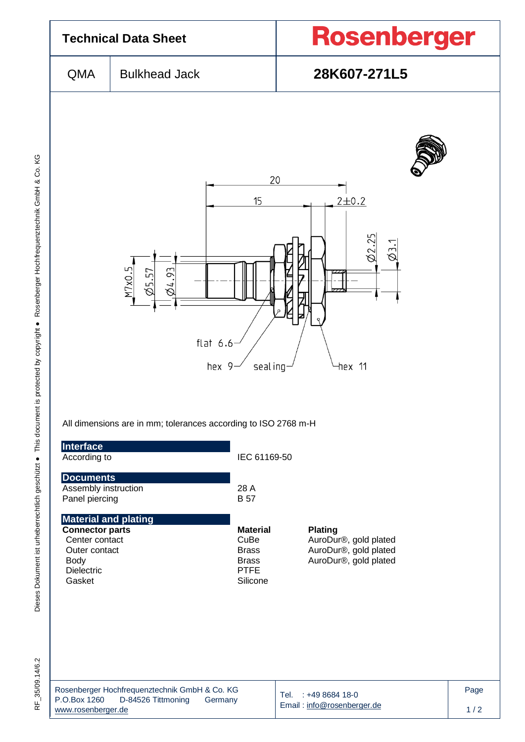# Technical Data Sheet

**Rosenberger**

| QMA | Bulkhead Jack | **28K607-271L5** |
|---|---|---|

20

15

2±0.2

Ø2.25

Ø3.1

M7x0.5

Ø5.57

Ø4.93

flat 6.6

hex 9

sealing

hex 11

All dimensions are in mm; tolerances according to ISO 2768 m-H

## Interface

| | |
|---|---|
| According to | IEC 61169-50 |

## Documents

| | |
|---|---|
| Assembly instruction | 28 A |
| Panel piercing | B 57 |

## Material and plating

| **Connector parts** | **Material** | **Plating** |
|---|---|---|
| Center contact | CuBe | AuroDur®, gold plated |
| Outer contact | Brass | AuroDur®, gold plated |
| Body | Brass | AuroDur®, gold plated |
| Dielectric | PTFE | |
| Gasket | Silicone | |

Rosenberger Hochfrequenztechnik GmbH & Co. KG
P.O.Box 1260 D-84526 Tittmoning Germany
www.rosenberger.de

Tel. : +49 8684 18-0
Email : info@rosenberger.de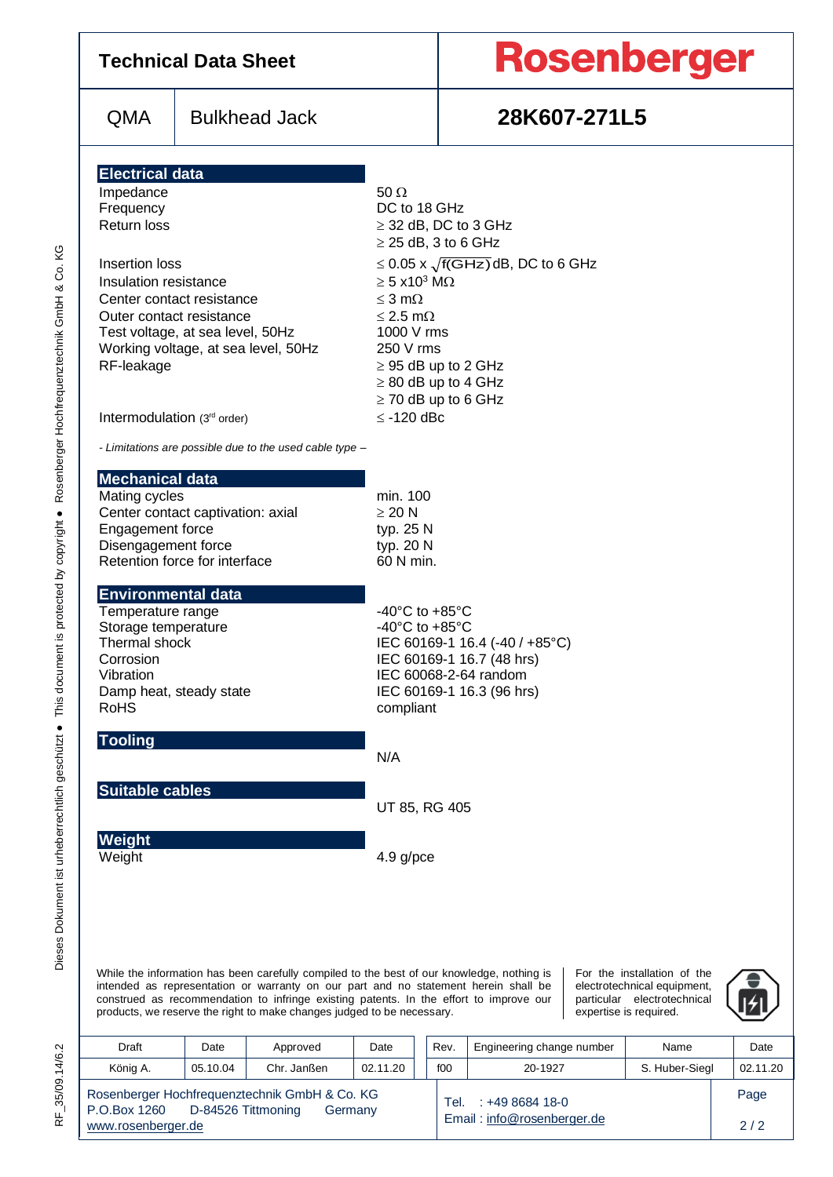# Technical Data Sheet

**Rosenberger**

| QMA | Bulkhead Jack | **28K607-271L5** |
|---|---|---|

## Electrical data

| | |
|---|---|
| Impedance | 50 Ω |
| Frequency | DC to 18 GHz |
| Return loss | ≥ 32 dB, DC to 3 GHz |
| | ≥ 25 dB, 3 to 6 GHz |
| Insertion loss | $\leq 0.05 \times \sqrt{f(GHz)}$ dB, DC to 6 GHz |
| Insulation resistance | $\geq 5 \times 10^3$ MΩ |
| Center contact resistance | ≤ 3 mΩ |
| Outer contact resistance | ≤ 2.5 mΩ |
| Test voltage, at sea level, 50Hz | 1000 V rms |
| Working voltage, at sea level, 50Hz | 250 V rms |
| RF-leakage | ≥ 95 dB up to 2 GHz |
| | ≥ 80 dB up to 4 GHz |
| | ≥ 70 dB up to 6 GHz |
| Intermodulation (3rd order) | ≤ -120 dBc |

*- Limitations are possible due to the used cable type –*

## Mechanical data

| | |
|---|---|
| Mating cycles | min. 100 |
| Center contact captivation: axial | ≥ 20 N |
| Engagement force | typ. 25 N |
| Disengagement force | typ. 20 N |
| Retention force for interface | 60 N min. |

## Environmental data

| | |
|---|---|
| Temperature range | -40°C to +85°C |
| Storage temperature | -40°C to +85°C |
| Thermal shock | IEC 60169-1 16.4 (-40 / +85°C) |
| Corrosion | IEC 60169-1 16.7 (48 hrs) |
| Vibration | IEC 60068-2-64 random |
| Damp heat, steady state | IEC 60169-1 16.3 (96 hrs) |
| RoHS | compliant |

## Tooling

N/A

## Suitable cables

UT 85, RG 405

## Weight

| | |
|---|---|
| Weight | 4.9 g/pce |

While the information has been carefully compiled to the best of our knowledge, nothing is intended as representation or warranty on our part and no statement herein shall be construed as recommendation to infringe existing patents. In the effort to improve our products, we reserve the right to make changes judged to be necessary.

For the installation of the electrotechnical equipment, particular electrotechnical expertise is required.

| Draft | Date | Approved | Date | Rev. | Engineering change number | Name | Date |
|---|---|---|---|---|---|---|---|
| König A. | 05.10.04 | Chr. Janßen | 02.11.20 | f00 | 20-1927 | S. Huber-Siegl | 02.11.20 |

Rosenberger Hochfrequenztechnik GmbH & Co. KG
P.O.Box 1260 D-84526 Tittmoning Germany
www.rosenberger.de

Tel. : +49 8684 18-0
Email : info@rosenberger.de

RF_35/09.14/6.2

Dieses Dokument ist urheberrechtlich geschützt ● This document is protected by copyright ● Rosenberger Hochfrequenztechnik GmbH & Co. KG